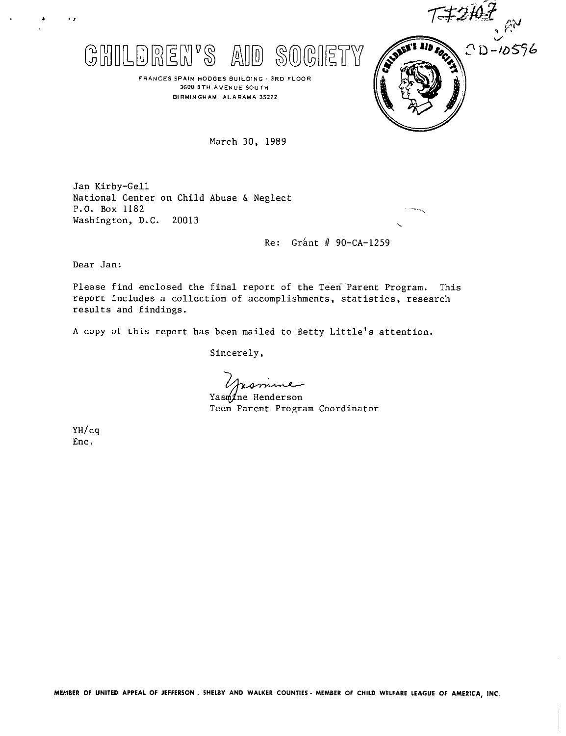T-#2107

OD-10596

# CHILDREN'S AID SOCIETY

FRANCES SPAIN HODGES BUILDING · 3RD FLOOR
3600 8TH AVENUE SOUTH
BIRMINGHAM, ALABAMA 35222

March 30, 1989

Jan Kirby-Gell
National Center on Child Abuse & Neglect
P.O. Box 1182
Washington, D.C. 20013

Re: Grant # 90-CA-1259

Dear Jan:

Please find enclosed the final report of the Teen Parent Program. This report includes a collection of accomplishments, statistics, research results and findings.

A copy of this report has been mailed to Betty Little's attention.

Sincerely,

Yasmine

Yasmine Henderson
Teen Parent Program Coordinator

YH/cq
Enc.

MEMBER OF UNITED APPEAL OF JEFFERSON, SHELBY AND WALKER COUNTIES - MEMBER OF CHILD WELFARE LEAGUE OF AMERICA, INC.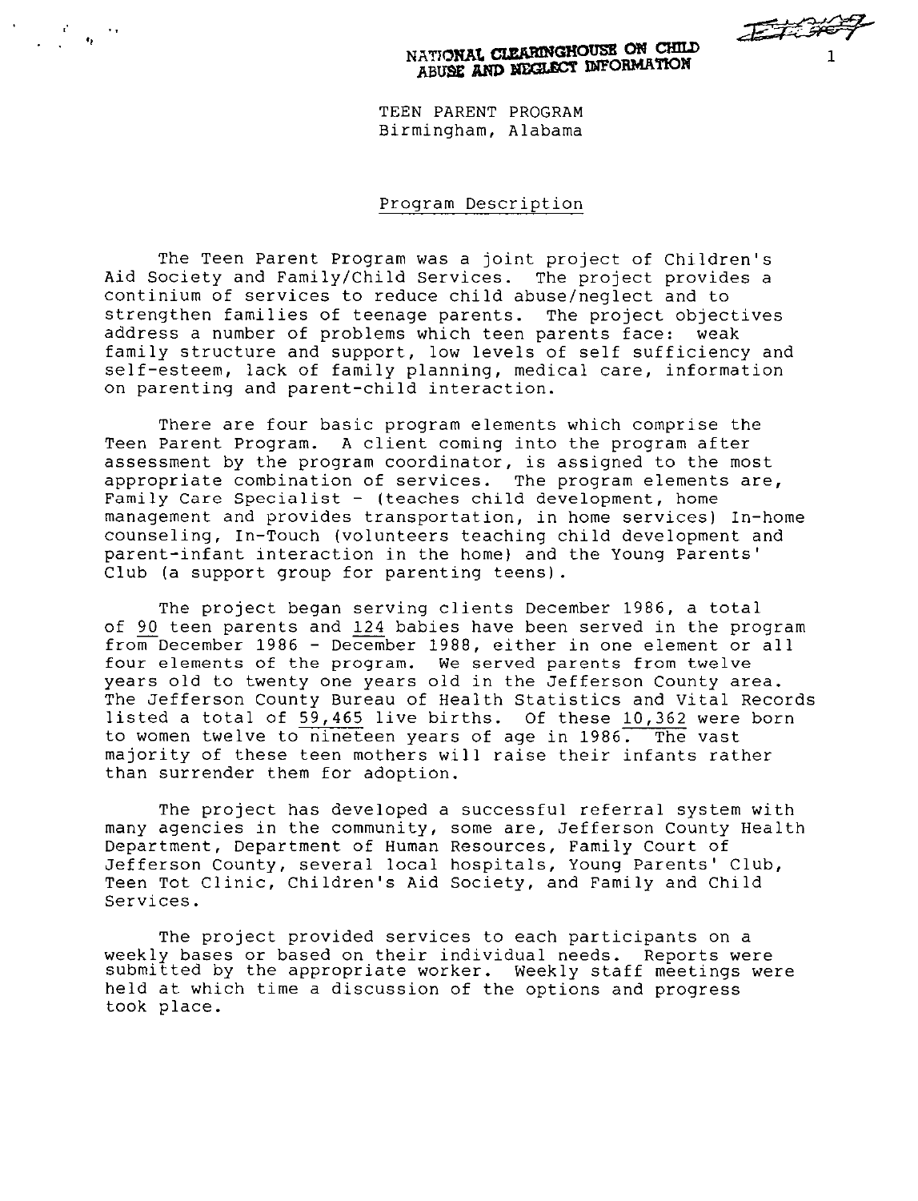NATIONAL CLEARINGHOUSE ON CHILD ABUSE AND NEGLECT INFORMATION

TEEN PARENT PROGRAM
Birmingham, Alabama

## Program Description

The Teen Parent Program was a joint project of Children's Aid Society and Family/Child Services. The project provides a continium of services to reduce child abuse/neglect and to strengthen families of teenage parents. The project objectives address a number of problems which teen parents face: weak family structure and support, low levels of self sufficiency and self-esteem, lack of family planning, medical care, information on parenting and parent-child interaction.

There are four basic program elements which comprise the Teen Parent Program. A client coming into the program after assessment by the program coordinator, is assigned to the most appropriate combination of services. The program elements are, Family Care Specialist - (teaches child development, home management and provides transportation, in home services) In-home counseling, In-Touch (volunteers teaching child development and parent-infant interaction in the home) and the Young Parents' Club (a support group for parenting teens).

The project began serving clients December 1986, a total of 90 teen parents and 124 babies have been served in the program from December 1986 - December 1988, either in one element or all four elements of the program. We served parents from twelve years old to twenty one years old in the Jefferson County area. The Jefferson County Bureau of Health Statistics and Vital Records listed a total of 59,465 live births. Of these 10,362 were born to women twelve to nineteen years of age in 1986. The vast majority of these teen mothers will raise their infants rather than surrender them for adoption.

The project has developed a successful referral system with many agencies in the community, some are, Jefferson County Health Department, Department of Human Resources, Family Court of Jefferson County, several local hospitals, Young Parents' Club, Teen Tot Clinic, Children's Aid Society, and Family and Child Services.

The project provided services to each participants on a weekly bases or based on their individual needs. Reports were submitted by the appropriate worker. Weekly staff meetings were held at which time a discussion of the options and progress took place.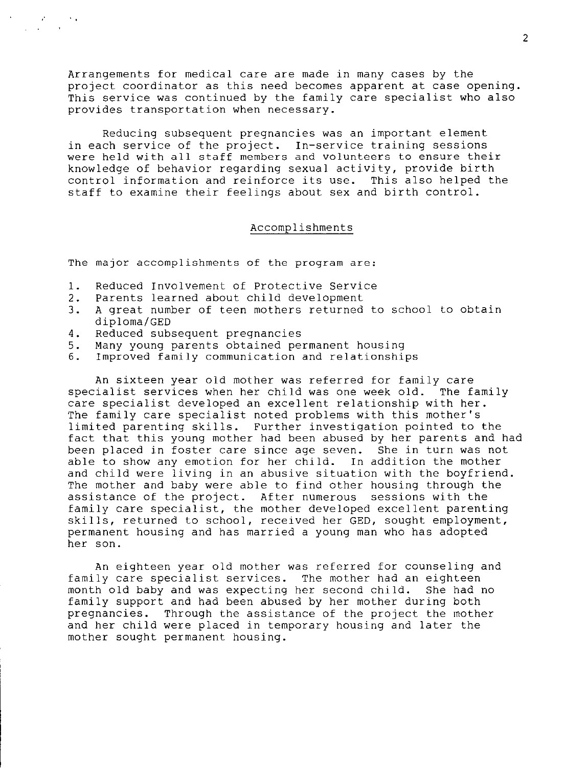Arrangements for medical care are made in many cases by the project coordinator as this need becomes apparent at case opening. This service was continued by the family care specialist who also provides transportation when necessary.

Reducing subsequent pregnancies was an important element in each service of the project. In-service training sessions were held with all staff members and volunteers to ensure their knowledge of behavior regarding sexual activity, provide birth control information and reinforce its use. This also helped the staff to examine their feelings about sex and birth control.

## Accomplishments

The major accomplishments of the program are:

1. Reduced Involvement of Protective Service
2. Parents learned about child development
3. A great number of teen mothers returned to school to obtain diploma/GED
4. Reduced subsequent pregnancies
5. Many young parents obtained permanent housing
6. Improved family communication and relationships

An sixteen year old mother was referred for family care specialist services when her child was one week old. The family care specialist developed an excellent relationship with her. The family care specialist noted problems with this mother's limited parenting skills. Further investigation pointed to the fact that this young mother had been abused by her parents and had been placed in foster care since age seven. She in turn was not able to show any emotion for her child. In addition the mother and child were living in an abusive situation with the boyfriend. The mother and baby were able to find other housing through the assistance of the project. After numerous sessions with the family care specialist, the mother developed excellent parenting skills, returned to school, received her GED, sought employment, permanent housing and has married a young man who has adopted her son.

An eighteen year old mother was referred for counseling and family care specialist services. The mother had an eighteen month old baby and was expecting her second child. She had no family support and had been abused by her mother during both pregnancies. Through the assistance of the project the mother and her child were placed in temporary housing and later the mother sought permanent housing.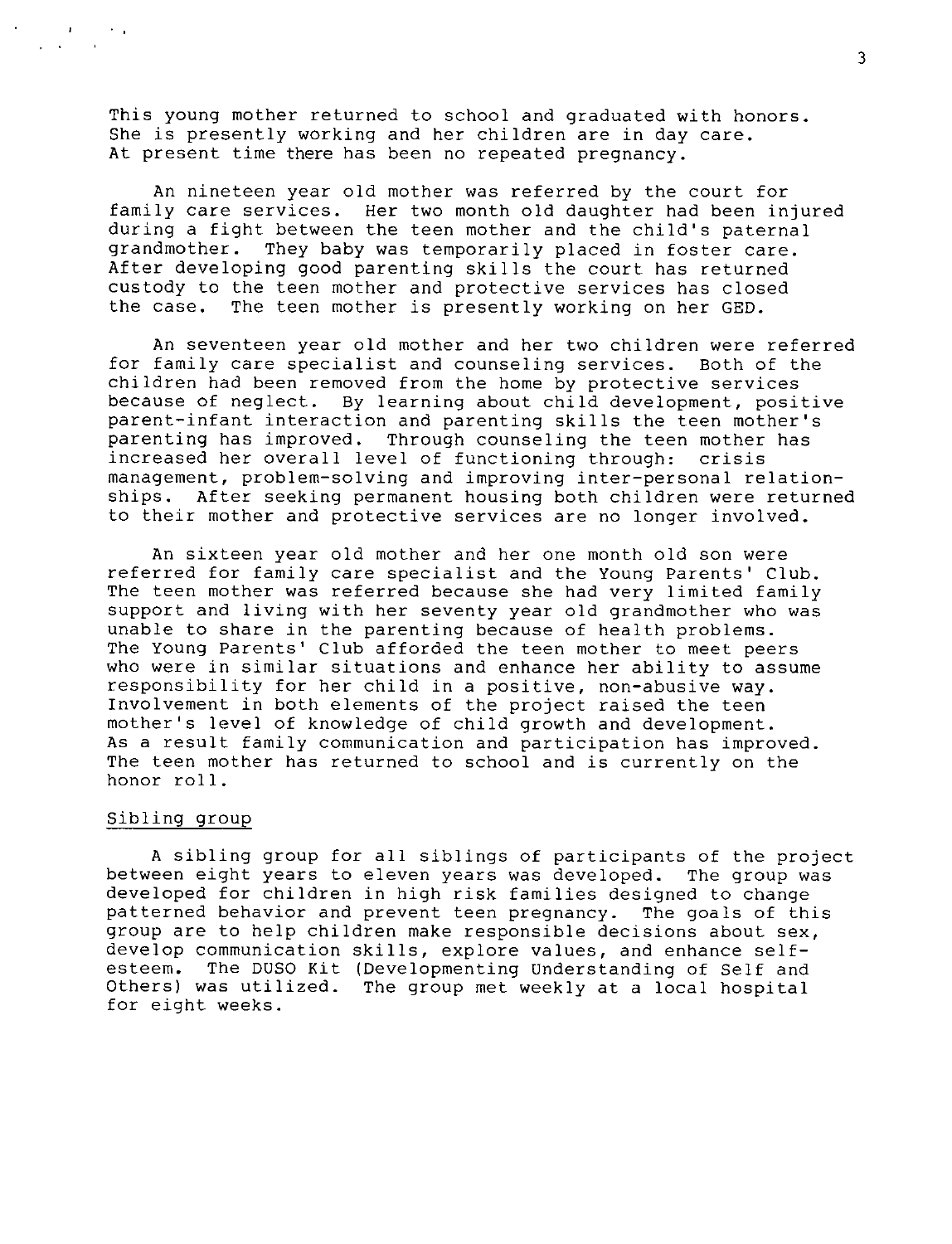This young mother returned to school and graduated with honors. She is presently working and her children are in day care. At present time there has been no repeated pregnancy.

An nineteen year old mother was referred by the court for family care services. Her two month old daughter had been injured during a fight between the teen mother and the child's paternal grandmother. They baby was temporarily placed in foster care. After developing good parenting skills the court has returned custody to the teen mother and protective services has closed the case. The teen mother is presently working on her GED.

An seventeen year old mother and her two children were referred for family care specialist and counseling services. Both of the children had been removed from the home by protective services because of neglect. By learning about child development, positive parent-infant interaction and parenting skills the teen mother's parenting has improved. Through counseling the teen mother has increased her overall level of functioning through: crisis management, problem-solving and improving inter-personal relationships. After seeking permanent housing both children were returned to their mother and protective services are no longer involved.

An sixteen year old mother and her one month old son were referred for family care specialist and the Young Parents' Club. The teen mother was referred because she had very limited family support and living with her seventy year old grandmother who was unable to share in the parenting because of health problems. The Young Parents' Club afforded the teen mother to meet peers who were in similar situations and enhance her ability to assume responsibility for her child in a positive, non-abusive way. Involvement in both elements of the project raised the teen mother's level of knowledge of child growth and development. As a result family communication and participation has improved. The teen mother has returned to school and is currently on the honor roll.

Sibling group

A sibling group for all siblings of participants of the project between eight years to eleven years was developed. The group was developed for children in high risk families designed to change patterned behavior and prevent teen pregnancy. The goals of this group are to help children make responsible decisions about sex, develop communication skills, explore values, and enhance self-esteem. The DUSO Kit (Developmenting Understanding of Self and Others) was utilized. The group met weekly at a local hospital for eight weeks.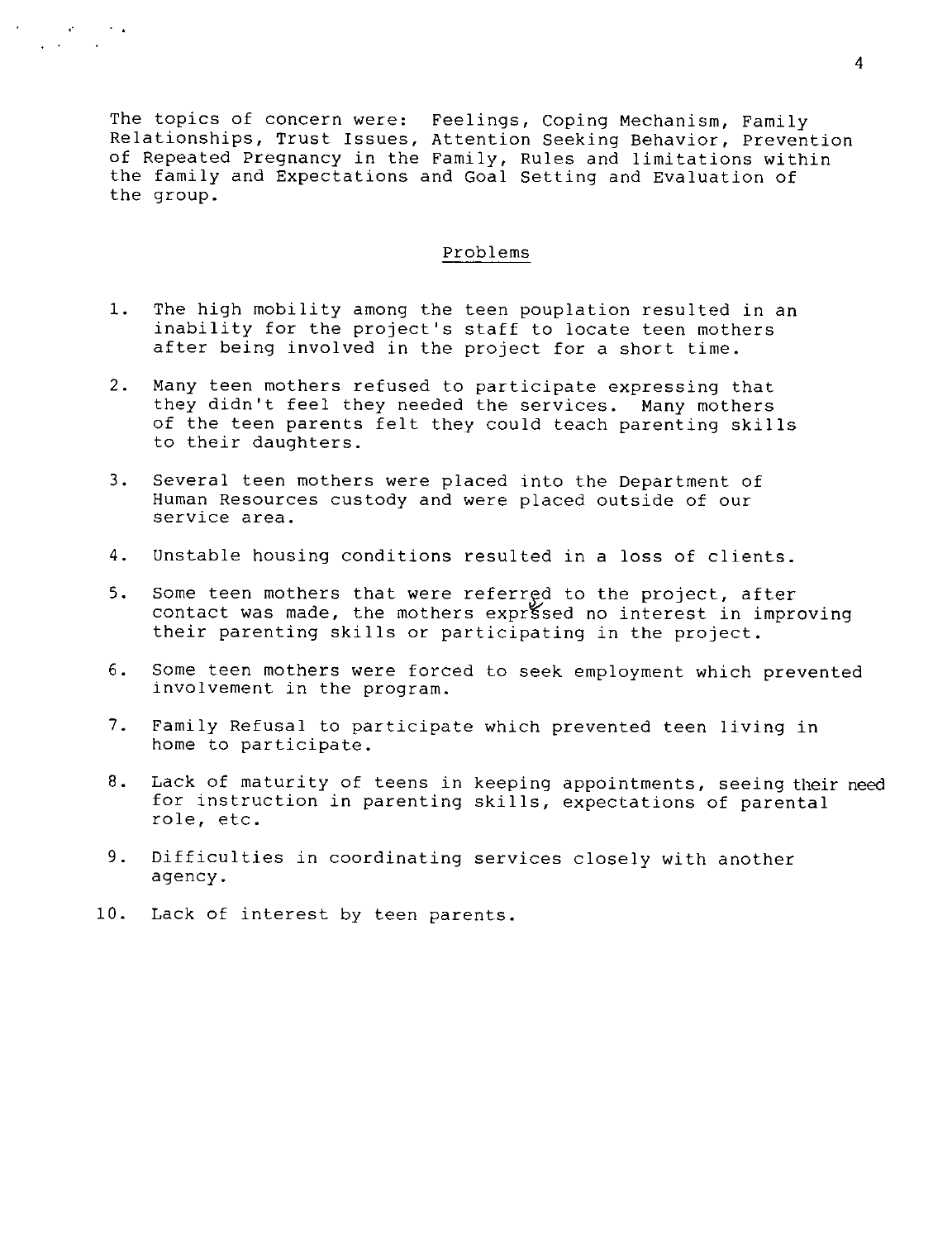The topics of concern were: Feelings, Coping Mechanism, Family Relationships, Trust Issues, Attention Seeking Behavior, Prevention of Repeated Pregnancy in the Family, Rules and limitations within the family and Expectations and Goal Setting and Evaluation of the group.

## Problems

1. The high mobility among the teen pouplation resulted in an inability for the project's staff to locate teen mothers after being involved in the project for a short time.

2. Many teen mothers refused to participate expressing that they didn't feel they needed the services. Many mothers of the teen parents felt they could teach parenting skills to their daughters.

3. Several teen mothers were placed into the Department of Human Resources custody and were placed outside of our service area.

4. Unstable housing conditions resulted in a loss of clients.

5. Some teen mothers that were referred to the project, after contact was made, the mothers exprssed no interest in improving their parenting skills or participating in the project.

6. Some teen mothers were forced to seek employment which prevented involvement in the program.

7. Family Refusal to participate which prevented teen living in home to participate.

8. Lack of maturity of teens in keeping appointments, seeing their need for instruction in parenting skills, expectations of parental role, etc.

9. Difficulties in coordinating services closely with another agency.

10. Lack of interest by teen parents.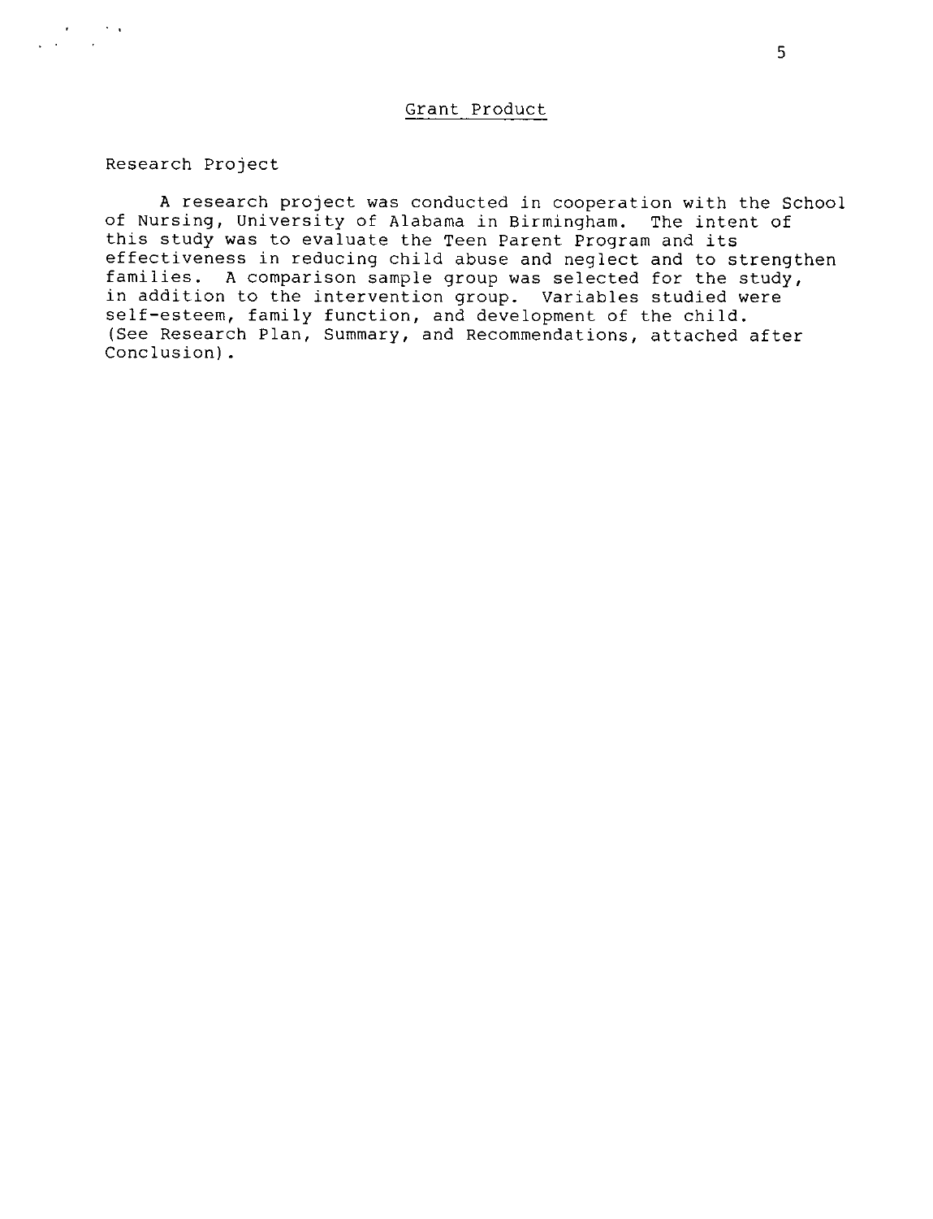## Grant Product

### Research Project

A research project was conducted in cooperation with the School of Nursing, University of Alabama in Birmingham. The intent of this study was to evaluate the Teen Parent Program and its effectiveness in reducing child abuse and neglect and to strengthen families. A comparison sample group was selected for the study, in addition to the intervention group. Variables studied were self-esteem, family function, and development of the child. (See Research Plan, Summary, and Recommendations, attached after Conclusion).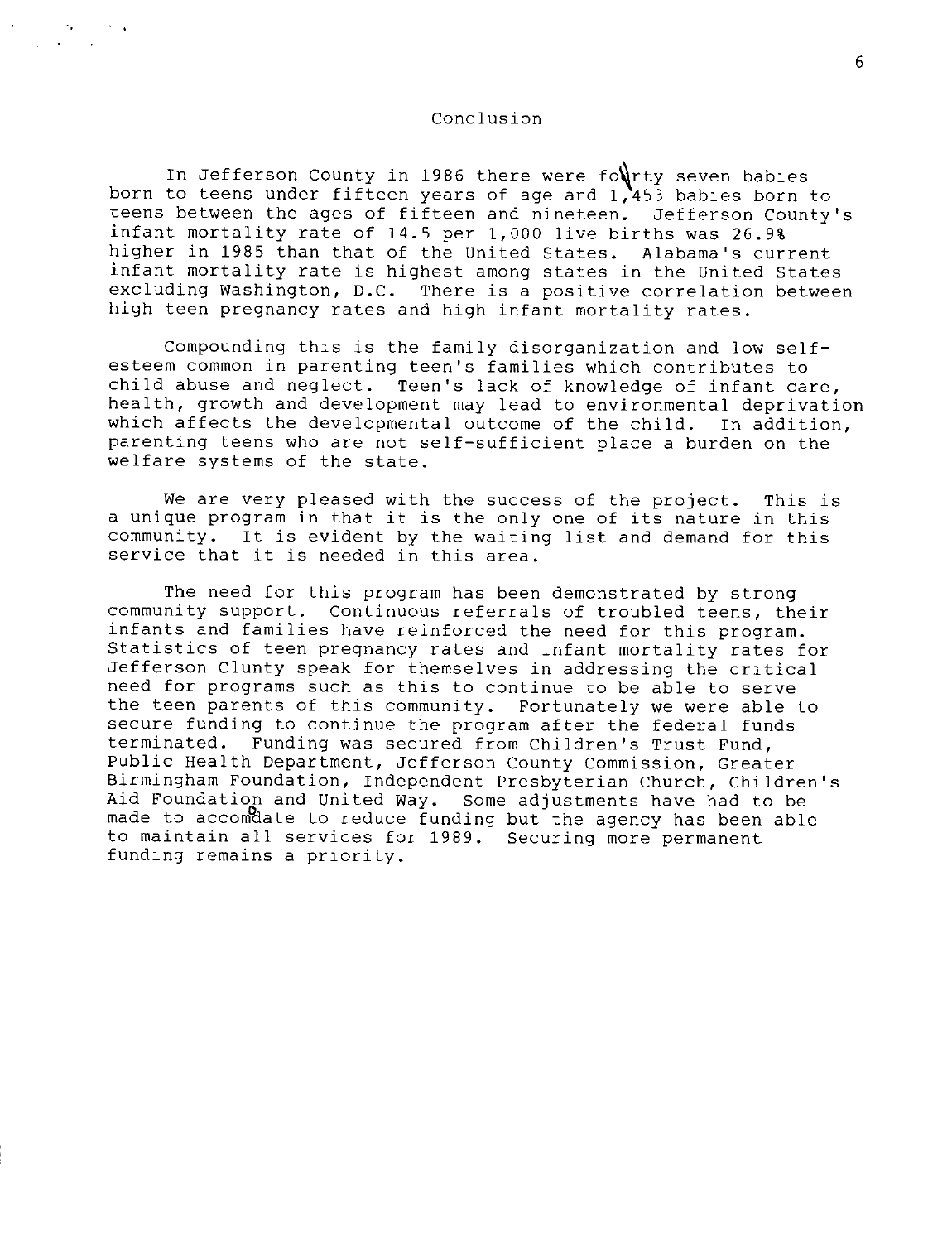# Conclusion

In Jefferson County in 1986 there were fourty seven babies born to teens under fifteen years of age and 1,453 babies born to teens between the ages of fifteen and nineteen. Jefferson County's infant mortality rate of 14.5 per 1,000 live births was 26.9% higher in 1985 than that of the United States. Alabama's current infant mortality rate is highest among states in the United States excluding Washington, D.C. There is a positive correlation between high teen pregnancy rates and high infant mortality rates.

Compounding this is the family disorganization and low self-esteem common in parenting teen's families which contributes to child abuse and neglect. Teen's lack of knowledge of infant care, health, growth and development may lead to environmental deprivation which affects the developmental outcome of the child. In addition, parenting teens who are not self-sufficient place a burden on the welfare systems of the state.

We are very pleased with the success of the project. This is a unique program in that it is the only one of its nature in this community. It is evident by the waiting list and demand for this service that it is needed in this area.

The need for this program has been demonstrated by strong community support. Continuous referrals of troubled teens, their infants and families have reinforced the need for this program. Statistics of teen pregnancy rates and infant mortality rates for Jefferson Clunty speak for themselves in addressing the critical need for programs such as this to continue to be able to serve the teen parents of this community. Fortunately we were able to secure funding to continue the program after the federal funds terminated. Funding was secured from Children's Trust Fund, Public Health Department, Jefferson County Commission, Greater Birmingham Foundation, Independent Presbyterian Church, Children's Aid Foundation and United Way. Some adjustments have had to be made to accomodate to reduce funding but the agency has been able to maintain all services for 1989. Securing more permanent funding remains a priority.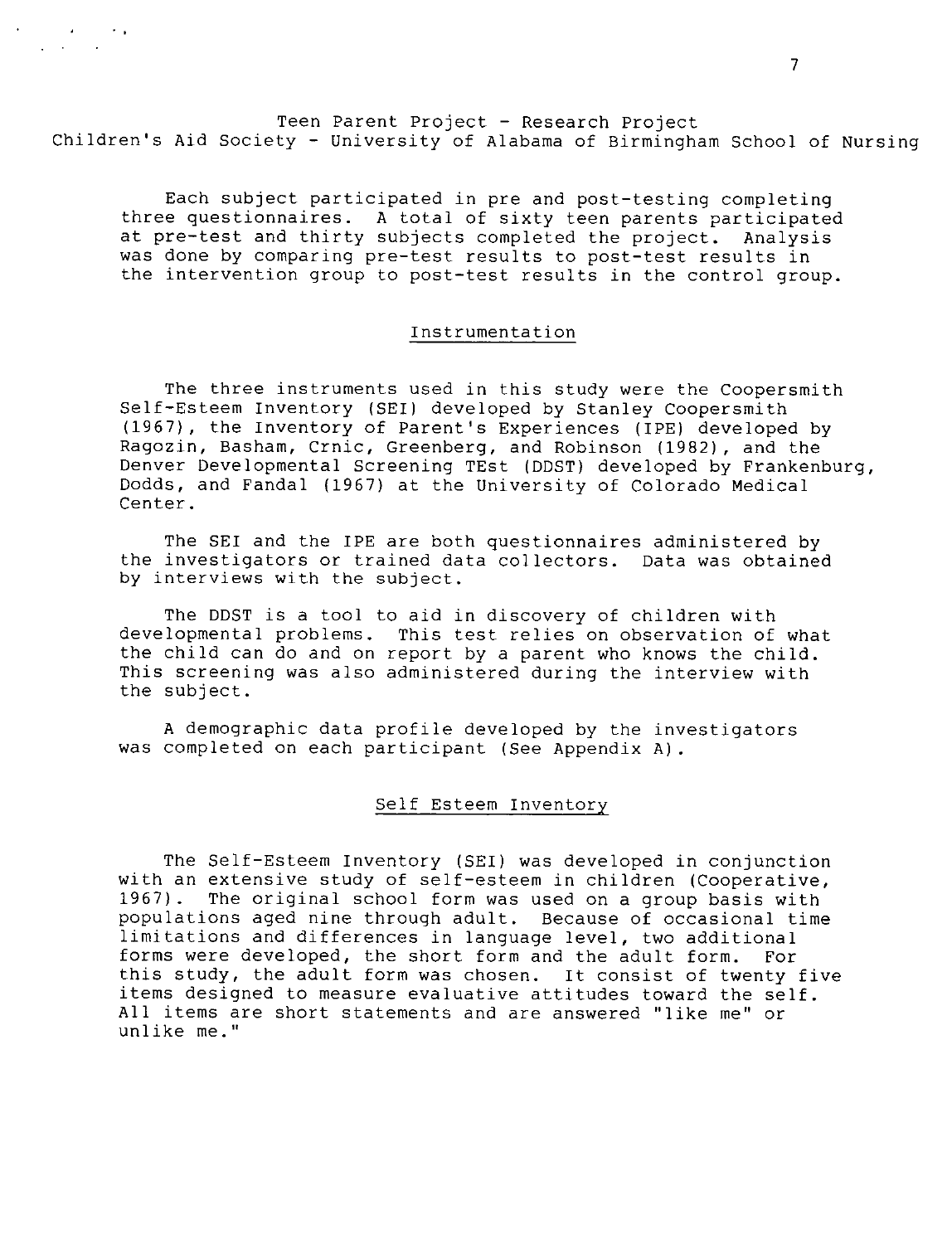Teen Parent Project - Research Project
Children's Aid Society - University of Alabama of Birmingham School of Nursing

Each subject participated in pre and post-testing completing three questionnaires. A total of sixty teen parents participated at pre-test and thirty subjects completed the project. Analysis was done by comparing pre-test results to post-test results in the intervention group to post-test results in the control group.

## Instrumentation

The three instruments used in this study were the Coopersmith Self-Esteem Inventory (SEI) developed by Stanley Coopersmith (1967), the Inventory of Parent's Experiences (IPE) developed by Ragozin, Basham, Crnic, Greenberg, and Robinson (1982), and the Denver Developmental Screening TEst (DDST) developed by Frankenburg, Dodds, and Fandal (1967) at the University of Colorado Medical Center.

The SEI and the IPE are both questionnaires administered by the investigators or trained data collectors. Data was obtained by interviews with the subject.

The DDST is a tool to aid in discovery of children with developmental problems. This test relies on observation of what the child can do and on report by a parent who knows the child. This screening was also administered during the interview with the subject.

A demographic data profile developed by the investigators was completed on each participant (See Appendix A).

## Self Esteem Inventory

The Self-Esteem Inventory (SEI) was developed in conjunction with an extensive study of self-esteem in children (Cooperative, 1967). The original school form was used on a group basis with populations aged nine through adult. Because of occasional time limitations and differences in language level, two additional forms were developed, the short form and the adult form. For this study, the adult form was chosen. It consist of twenty five items designed to measure evaluative attitudes toward the self. All items are short statements and are answered "like me" or unlike me."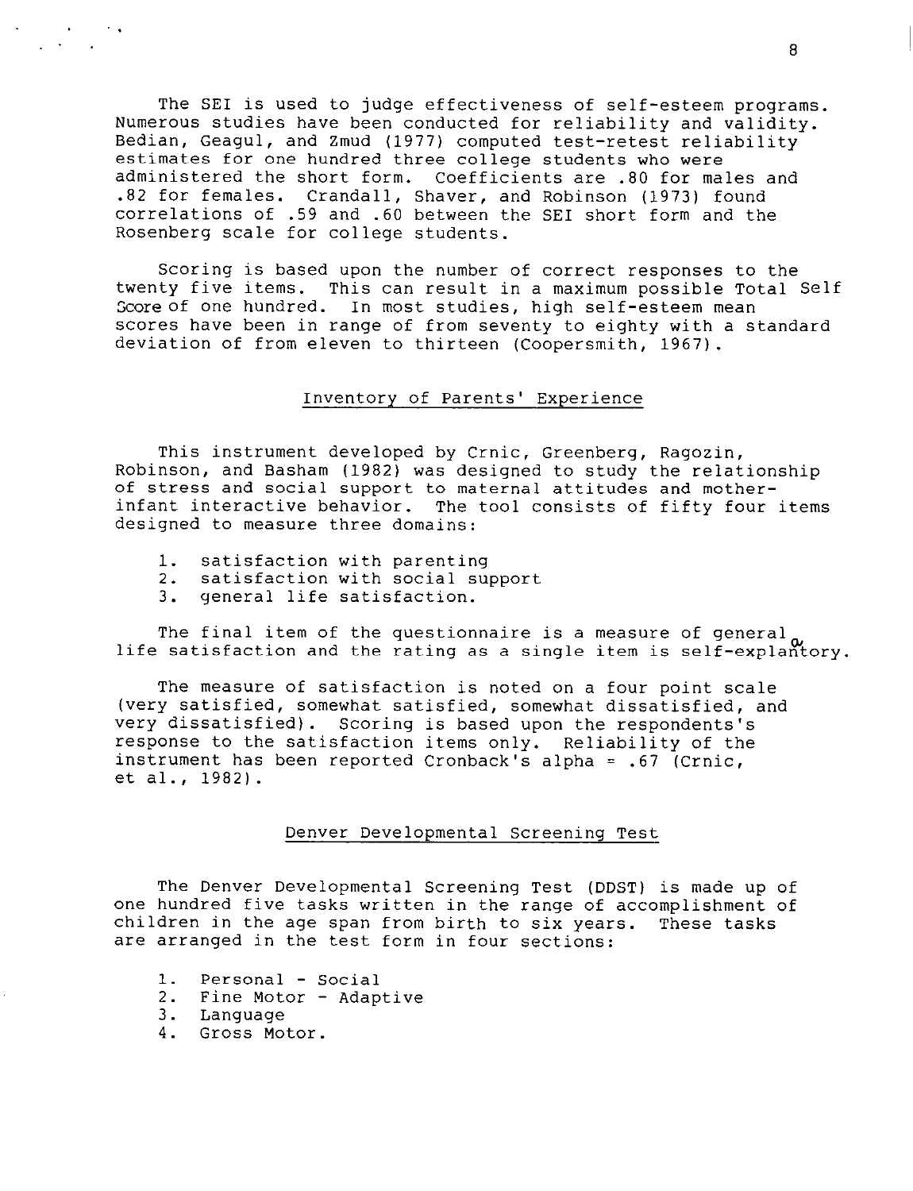The SEI is used to judge effectiveness of self-esteem programs. Numerous studies have been conducted for reliability and validity. Bedian, Geagul, and Zmud (1977) computed test-retest reliability estimates for one hundred three college students who were administered the short form. Coefficients are .80 for males and .82 for females. Crandall, Shaver, and Robinson (1973) found correlations of .59 and .60 between the SEI short form and the Rosenberg scale for college students.

Scoring is based upon the number of correct responses to the twenty five items. This can result in a maximum possible Total Self Score of one hundred. In most studies, high self-esteem mean scores have been in range of from seventy to eighty with a standard deviation of from eleven to thirteen (Coopersmith, 1967).

## Inventory of Parents' Experience

This instrument developed by Crnic, Greenberg, Ragozin, Robinson, and Basham (1982) was designed to study the relationship of stress and social support to maternal attitudes and mother-infant interactive behavior. The tool consists of fifty four items designed to measure three domains:

1. satisfaction with parenting
2. satisfaction with social support
3. general life satisfaction.

The final item of the questionnaire is a measure of general life satisfaction and the rating as a single item is self-explanatory.

The measure of satisfaction is noted on a four point scale (very satisfied, somewhat satisfied, somewhat dissatisfied, and very dissatisfied). Scoring is based upon the respondents's response to the satisfaction items only. Reliability of the instrument has been reported Cronback's alpha = .67 (Crnic, et al., 1982).

## Denver Developmental Screening Test

The Denver Developmental Screening Test (DDST) is made up of one hundred five tasks written in the range of accomplishment of children in the age span from birth to six years. These tasks are arranged in the test form in four sections:

1. Personal - Social
2. Fine Motor - Adaptive
3. Language
4. Gross Motor.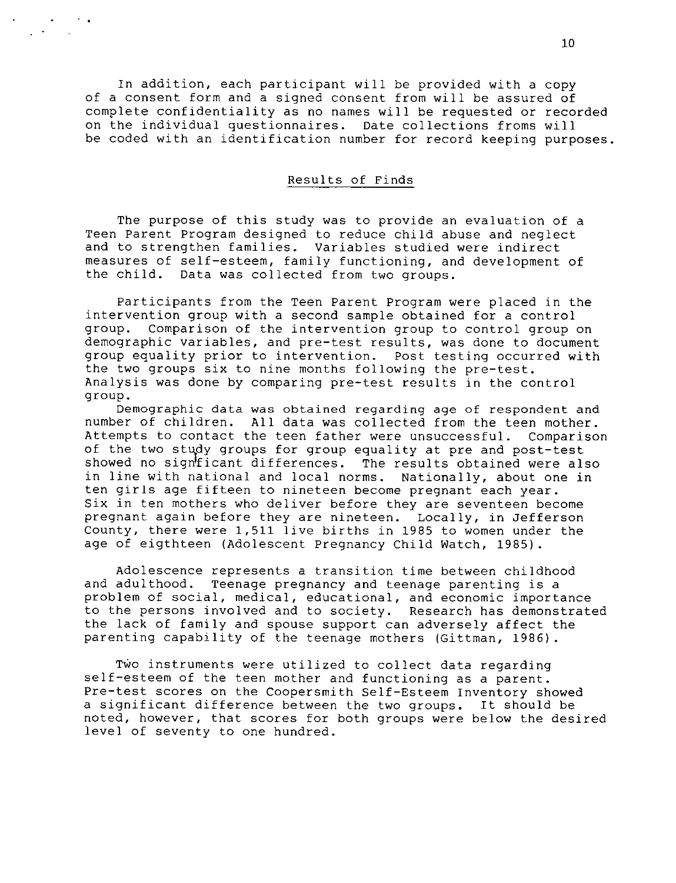In addition, each participant will be provided with a copy of a consent form and a signed consent from will be assured of complete confidentiality as no names will be requested or recorded on the individual questionnaires. Date collections froms will be coded with an identification number for record keeping purposes.

## Results of Finds

The purpose of this study was to provide an evaluation of a Teen Parent Program designed to reduce child abuse and neglect and to strengthen families. Variables studied were indirect measures of self-esteem, family functioning, and development of the child. Data was collected from two groups.

Participants from the Teen Parent Program were placed in the intervention group with a second sample obtained for a control group. Comparison of the intervention group to control group on demographic variables, and pre-test results, was done to document group equality prior to intervention. Post testing occurred with the two groups six to nine months following the pre-test. Analysis was done by comparing pre-test results in the control group.

Demographic data was obtained regarding age of respondent and number of children. All data was collected from the teen mother. Attempts to contact the teen father were unsuccessful. Comparison of the two study groups for group equality at pre and post-test showed no significant differences. The results obtained were also in line with national and local norms. Nationally, about one in ten girls age fifteen to nineteen become pregnant each year. Six in ten mothers who deliver before they are seventeen become pregnant again before they are nineteen. Locally, in Jefferson County, there were 1,511 live births in 1985 to women under the age of eigthteen (Adolescent Pregnancy Child Watch, 1985).

Adolescence represents a transition time between childhood and adulthood. Teenage pregnancy and teenage parenting is a problem of social, medical, educational, and economic importance to the persons involved and to society. Research has demonstrated the lack of family and spouse support can adversely affect the parenting capability of the teenage mothers (Gittman, 1986).

Two instruments were utilized to collect data regarding self-esteem of the teen mother and functioning as a parent. Pre-test scores on the Coopersmith Self-Esteem Inventory showed a significant difference between the two groups. It should be noted, however, that scores for both groups were below the desired level of seventy to one hundred.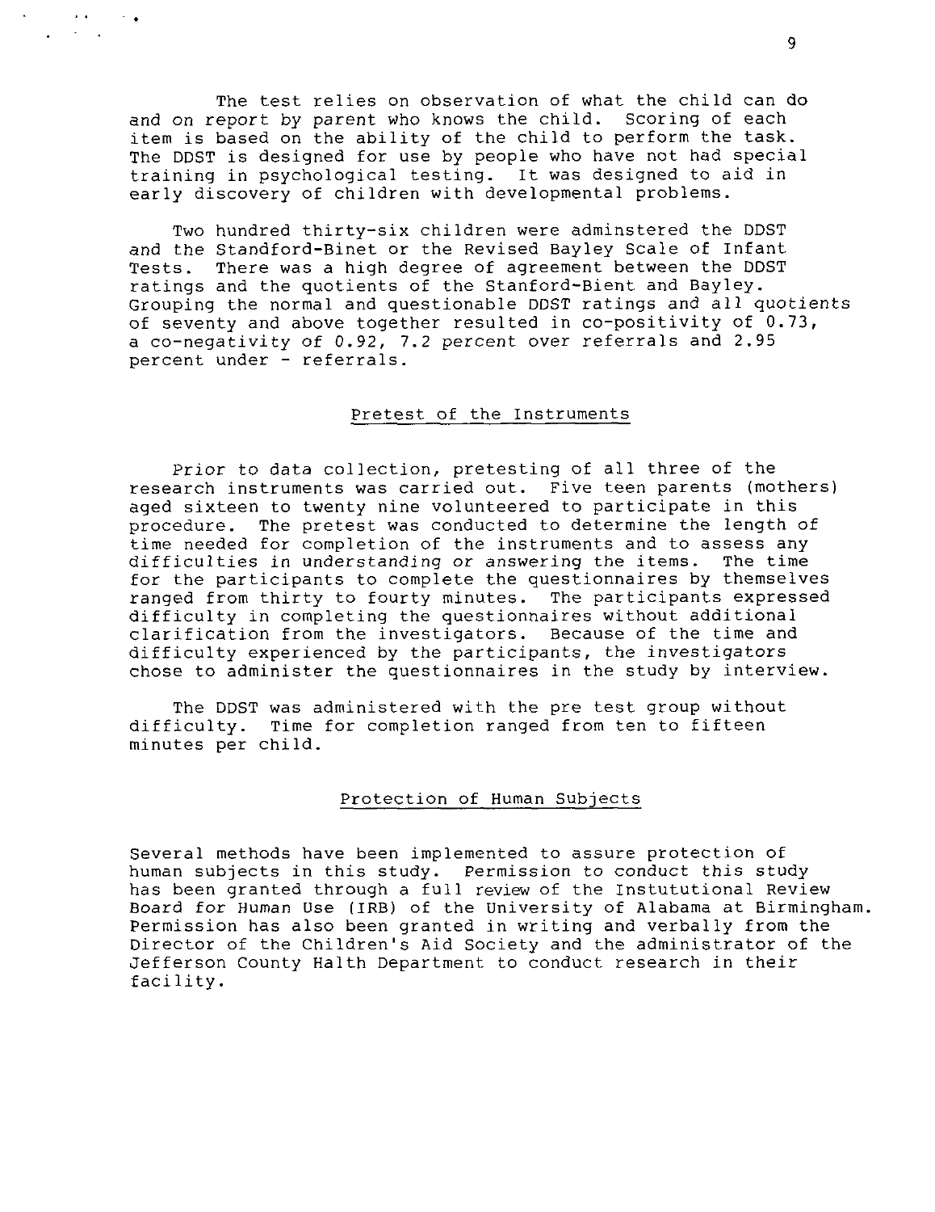The test relies on observation of what the child can do and on report by parent who knows the child. Scoring of each item is based on the ability of the child to perform the task. The DDST is designed for use by people who have not had special training in psychological testing. It was designed to aid in early discovery of children with developmental problems.

Two hundred thirty-six children were adminstered the DDST and the Standford-Binet or the Revised Bayley Scale of Infant Tests. There was a high degree of agreement between the DDST ratings and the quotients of the Stanford-Bient and Bayley. Grouping the normal and questionable DDST ratings and all quotients of seventy and above together resulted in co-positivity of 0.73, a co-negativity of 0.92, 7.2 percent over referrals and 2.95 percent under - referrals.

## Pretest of the Instruments

Prior to data collection, pretesting of all three of the research instruments was carried out. Five teen parents (mothers) aged sixteen to twenty nine volunteered to participate in this procedure. The pretest was conducted to determine the length of time needed for completion of the instruments and to assess any difficulties in understanding or answering the items. The time for the participants to complete the questionnaires by themselves ranged from thirty to fourty minutes. The participants expressed difficulty in completing the questionnaires without additional clarification from the investigators. Because of the time and difficulty experienced by the participants, the investigators chose to administer the questionnaires in the study by interview.

The DDST was administered with the pre test group without difficulty. Time for completion ranged from ten to fifteen minutes per child.

## Protection of Human Subjects

Several methods have been implemented to assure protection of human subjects in this study. Permission to conduct this study has been granted through a full review of the Instututional Review Board for Human Use (IRB) of the University of Alabama at Birmingham. Permission has also been granted in writing and verbally from the Director of the Children's Aid Society and the administrator of the Jefferson County Halth Department to conduct research in their facility.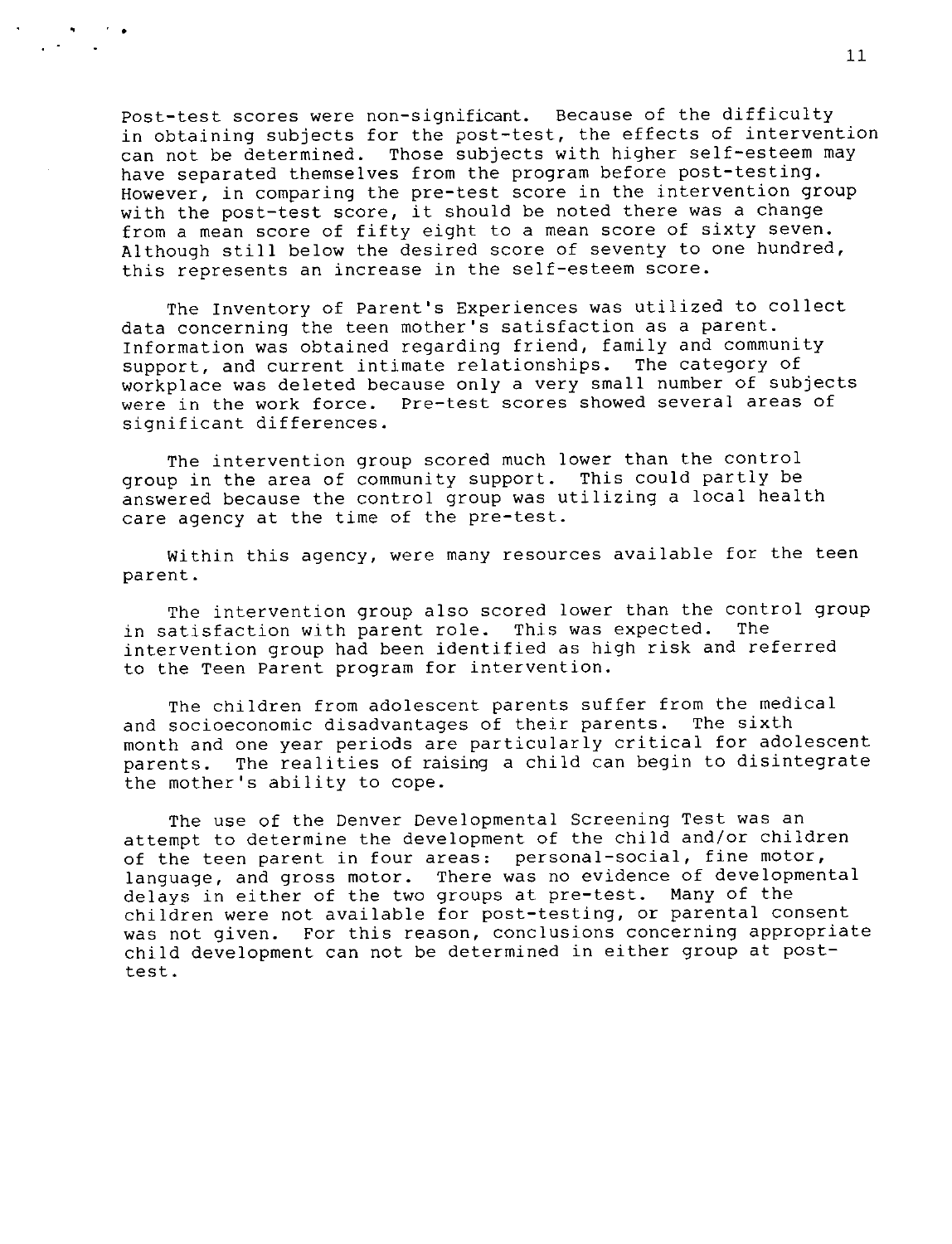Post-test scores were non-significant. Because of the difficulty in obtaining subjects for the post-test, the effects of intervention can not be determined. Those subjects with higher self-esteem may have separated themselves from the program before post-testing. However, in comparing the pre-test score in the intervention group with the post-test score, it should be noted there was a change from a mean score of fifty eight to a mean score of sixty seven. Although still below the desired score of seventy to one hundred, this represents an increase in the self-esteem score.

The Inventory of Parent's Experiences was utilized to collect data concerning the teen mother's satisfaction as a parent. Information was obtained regarding friend, family and community support, and current intimate relationships. The category of workplace was deleted because only a very small number of subjects were in the work force. Pre-test scores showed several areas of significant differences.

The intervention group scored much lower than the control group in the area of community support. This could partly be answered because the control group was utilizing a local health care agency at the time of the pre-test.

Within this agency, were many resources available for the teen parent.

The intervention group also scored lower than the control group in satisfaction with parent role. This was expected. The intervention group had been identified as high risk and referred to the Teen Parent program for intervention.

The children from adolescent parents suffer from the medical and socioeconomic disadvantages of their parents. The sixth month and one year periods are particularly critical for adolescent parents. The realities of raising a child can begin to disintegrate the mother's ability to cope.

The use of the Denver Developmental Screening Test was an attempt to determine the development of the child and/or children of the teen parent in four areas: personal-social, fine motor, language, and gross motor. There was no evidence of developmental delays in either of the two groups at pre-test. Many of the children were not available for post-testing, or parental consent was not given. For this reason, conclusions concerning appropriate child development can not be determined in either group at post-test.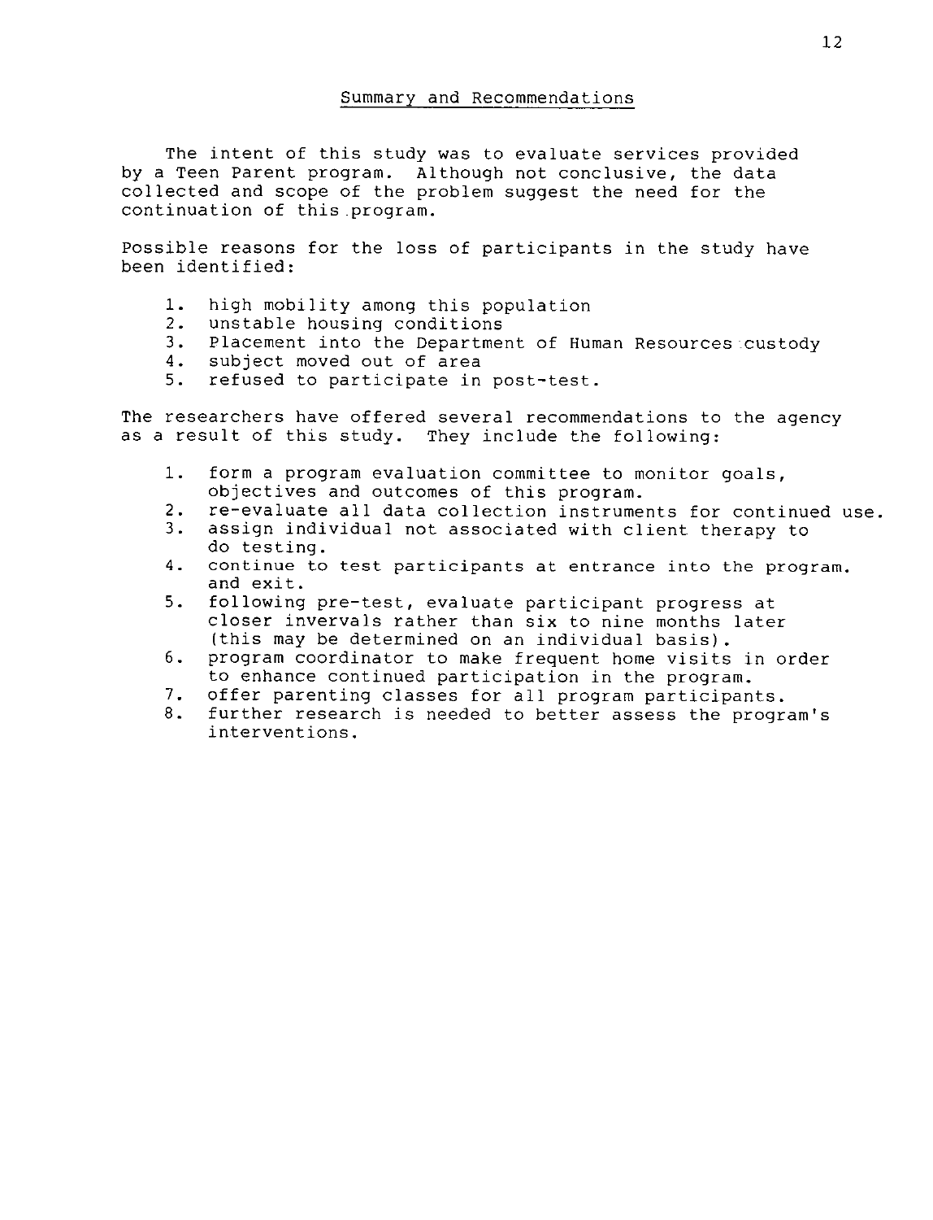## Summary and Recommendations

The intent of this study was to evaluate services provided by a Teen Parent program. Although not conclusive, the data collected and scope of the problem suggest the need for the continuation of this program.

Possible reasons for the loss of participants in the study have been identified:

1. high mobility among this population
2. unstable housing conditions
3. Placement into the Department of Human Resources custody
4. subject moved out of area
5. refused to participate in post-test.

The researchers have offered several recommendations to the agency as a result of this study. They include the following:

1. form a program evaluation committee to monitor goals, objectives and outcomes of this program.
2. re-evaluate all data collection instruments for continued use.
3. assign individual not associated with client therapy to do testing.
4. continue to test participants at entrance into the program. and exit.
5. following pre-test, evaluate participant progress at closer invervals rather than six to nine months later (this may be determined on an individual basis).
6. program coordinator to make frequent home visits in order to enhance continued participation in the program.
7. offer parenting classes for all program participants.
8. further research is needed to better assess the program's interventions.